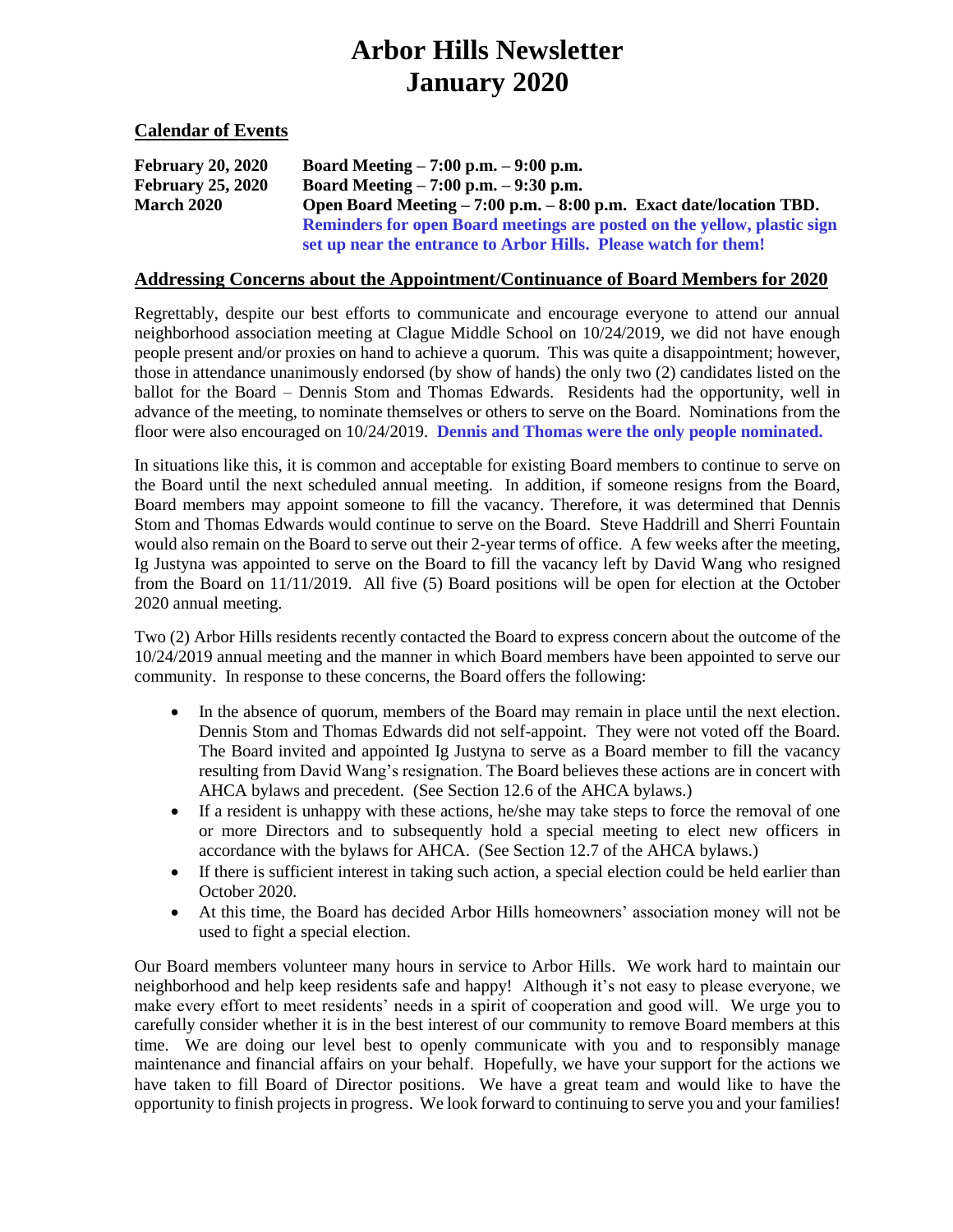# Arbor Hills Newsletter
# January 2020

## Calendar of Events

| | |
|---|---|
| **February 20, 2020** | **Board Meeting – 7:00 p.m. – 9:00 p.m.** |
| **February 25, 2020** | **Board Meeting – 7:00 p.m. – 9:30 p.m.** |
| **March 2020** | **Open Board Meeting – 7:00 p.m. – 8:00 p.m. Exact date/location TBD.** **Reminders for open Board meetings are posted on the yellow, plastic sign set up near the entrance to Arbor Hills. Please watch for them!** |

## Addressing Concerns about the Appointment/Continuance of Board Members for 2020

Regrettably, despite our best efforts to communicate and encourage everyone to attend our annual neighborhood association meeting at Clague Middle School on 10/24/2019, we did not have enough people present and/or proxies on hand to achieve a quorum. This was quite a disappointment; however, those in attendance unanimously endorsed (by show of hands) the only two (2) candidates listed on the ballot for the Board – Dennis Stom and Thomas Edwards. Residents had the opportunity, well in advance of the meeting, to nominate themselves or others to serve on the Board. Nominations from the floor were also encouraged on 10/24/2019. **Dennis and Thomas were the only people nominated.**

In situations like this, it is common and acceptable for existing Board members to continue to serve on the Board until the next scheduled annual meeting. In addition, if someone resigns from the Board, Board members may appoint someone to fill the vacancy. Therefore, it was determined that Dennis Stom and Thomas Edwards would continue to serve on the Board. Steve Haddrill and Sherri Fountain would also remain on the Board to serve out their 2-year terms of office. A few weeks after the meeting, Ig Justyna was appointed to serve on the Board to fill the vacancy left by David Wang who resigned from the Board on 11/11/2019. All five (5) Board positions will be open for election at the October 2020 annual meeting.

Two (2) Arbor Hills residents recently contacted the Board to express concern about the outcome of the 10/24/2019 annual meeting and the manner in which Board members have been appointed to serve our community. In response to these concerns, the Board offers the following:

- In the absence of quorum, members of the Board may remain in place until the next election. Dennis Stom and Thomas Edwards did not self-appoint. They were not voted off the Board. The Board invited and appointed Ig Justyna to serve as a Board member to fill the vacancy resulting from David Wang's resignation. The Board believes these actions are in concert with AHCA bylaws and precedent. (See Section 12.6 of the AHCA bylaws.)
- If a resident is unhappy with these actions, he/she may take steps to force the removal of one or more Directors and to subsequently hold a special meeting to elect new officers in accordance with the bylaws for AHCA. (See Section 12.7 of the AHCA bylaws.)
- If there is sufficient interest in taking such action, a special election could be held earlier than October 2020.
- At this time, the Board has decided Arbor Hills homeowners' association money will not be used to fight a special election.

Our Board members volunteer many hours in service to Arbor Hills. We work hard to maintain our neighborhood and help keep residents safe and happy! Although it's not easy to please everyone, we make every effort to meet residents' needs in a spirit of cooperation and good will. We urge you to carefully consider whether it is in the best interest of our community to remove Board members at this time. We are doing our level best to openly communicate with you and to responsibly manage maintenance and financial affairs on your behalf. Hopefully, we have your support for the actions we have taken to fill Board of Director positions. We have a great team and would like to have the opportunity to finish projects in progress. We look forward to continuing to serve you and your families!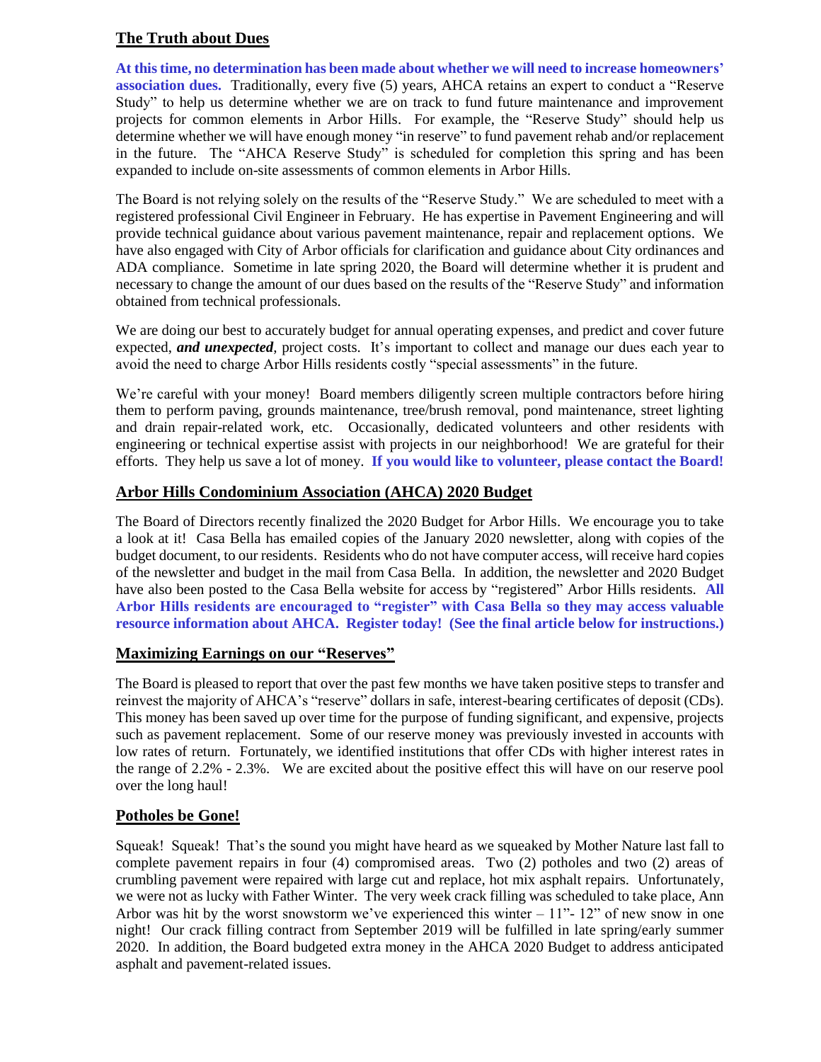## The Truth about Dues

**At this time, no determination has been made about whether we will need to increase homeowners' association dues.** Traditionally, every five (5) years, AHCA retains an expert to conduct a "Reserve Study" to help us determine whether we are on track to fund future maintenance and improvement projects for common elements in Arbor Hills. For example, the "Reserve Study" should help us determine whether we will have enough money "in reserve" to fund pavement rehab and/or replacement in the future. The "AHCA Reserve Study" is scheduled for completion this spring and has been expanded to include on-site assessments of common elements in Arbor Hills.

The Board is not relying solely on the results of the "Reserve Study." We are scheduled to meet with a registered professional Civil Engineer in February. He has expertise in Pavement Engineering and will provide technical guidance about various pavement maintenance, repair and replacement options. We have also engaged with City of Arbor officials for clarification and guidance about City ordinances and ADA compliance. Sometime in late spring 2020, the Board will determine whether it is prudent and necessary to change the amount of our dues based on the results of the "Reserve Study" and information obtained from technical professionals.

We are doing our best to accurately budget for annual operating expenses, and predict and cover future expected, ***and unexpected***, project costs. It's important to collect and manage our dues each year to avoid the need to charge Arbor Hills residents costly "special assessments" in the future.

We're careful with your money! Board members diligently screen multiple contractors before hiring them to perform paving, grounds maintenance, tree/brush removal, pond maintenance, street lighting and drain repair-related work, etc. Occasionally, dedicated volunteers and other residents with engineering or technical expertise assist with projects in our neighborhood! We are grateful for their efforts. They help us save a lot of money. **If you would like to volunteer, please contact the Board!**

## Arbor Hills Condominium Association (AHCA) 2020 Budget

The Board of Directors recently finalized the 2020 Budget for Arbor Hills. We encourage you to take a look at it! Casa Bella has emailed copies of the January 2020 newsletter, along with copies of the budget document, to our residents. Residents who do not have computer access, will receive hard copies of the newsletter and budget in the mail from Casa Bella. In addition, the newsletter and 2020 Budget have also been posted to the Casa Bella website for access by "registered" Arbor Hills residents. **All Arbor Hills residents are encouraged to "register" with Casa Bella so they may access valuable resource information about AHCA. Register today! (See the final article below for instructions.)**

## Maximizing Earnings on our "Reserves"

The Board is pleased to report that over the past few months we have taken positive steps to transfer and reinvest the majority of AHCA's "reserve" dollars in safe, interest-bearing certificates of deposit (CDs). This money has been saved up over time for the purpose of funding significant, and expensive, projects such as pavement replacement. Some of our reserve money was previously invested in accounts with low rates of return. Fortunately, we identified institutions that offer CDs with higher interest rates in the range of 2.2% - 2.3%. We are excited about the positive effect this will have on our reserve pool over the long haul!

## Potholes be Gone!

Squeak! Squeak! That's the sound you might have heard as we squeaked by Mother Nature last fall to complete pavement repairs in four (4) compromised areas. Two (2) potholes and two (2) areas of crumbling pavement were repaired with large cut and replace, hot mix asphalt repairs. Unfortunately, we were not as lucky with Father Winter. The very week crack filling was scheduled to take place, Ann Arbor was hit by the worst snowstorm we've experienced this winter – 11"- 12" of new snow in one night! Our crack filling contract from September 2019 will be fulfilled in late spring/early summer 2020. In addition, the Board budgeted extra money in the AHCA 2020 Budget to address anticipated asphalt and pavement-related issues.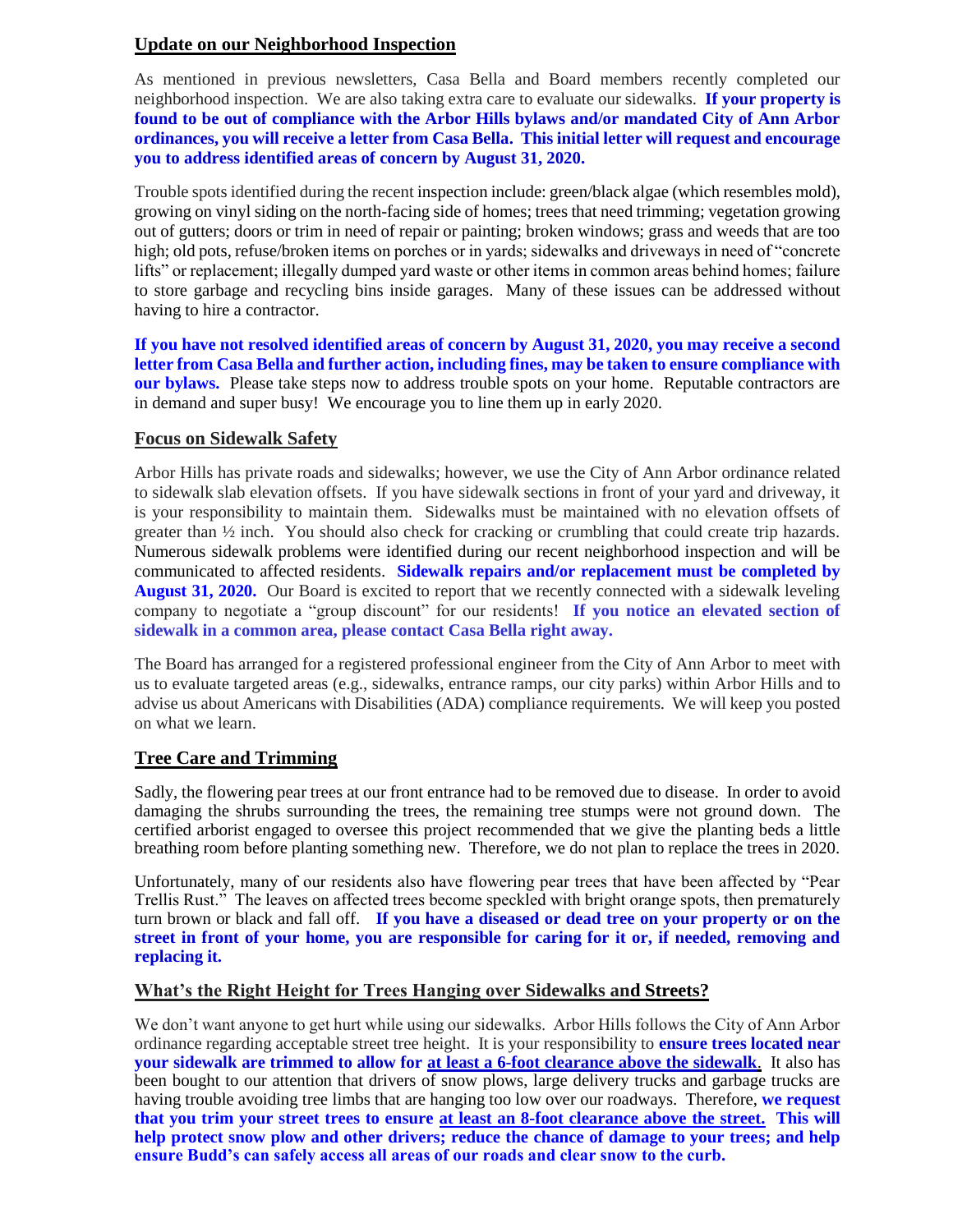## Update on our Neighborhood Inspection

As mentioned in previous newsletters, Casa Bella and Board members recently completed our neighborhood inspection. We are also taking extra care to evaluate our sidewalks. **If your property is found to be out of compliance with the Arbor Hills bylaws and/or mandated City of Ann Arbor ordinances, you will receive a letter from Casa Bella. This initial letter will request and encourage you to address identified areas of concern by August 31, 2020.**

Trouble spots identified during the recent inspection include: green/black algae (which resembles mold), growing on vinyl siding on the north-facing side of homes; trees that need trimming; vegetation growing out of gutters; doors or trim in need of repair or painting; broken windows; grass and weeds that are too high; old pots, refuse/broken items on porches or in yards; sidewalks and driveways in need of "concrete lifts" or replacement; illegally dumped yard waste or other items in common areas behind homes; failure to store garbage and recycling bins inside garages. Many of these issues can be addressed without having to hire a contractor.

**If you have not resolved identified areas of concern by August 31, 2020, you may receive a second letter from Casa Bella and further action, including fines, may be taken to ensure compliance with our bylaws.** Please take steps now to address trouble spots on your home. Reputable contractors are in demand and super busy! We encourage you to line them up in early 2020.

## Focus on Sidewalk Safety

Arbor Hills has private roads and sidewalks; however, we use the City of Ann Arbor ordinance related to sidewalk slab elevation offsets. If you have sidewalk sections in front of your yard and driveway, it is your responsibility to maintain them. Sidewalks must be maintained with no elevation offsets of greater than ½ inch. You should also check for cracking or crumbling that could create trip hazards. Numerous sidewalk problems were identified during our recent neighborhood inspection and will be communicated to affected residents. **Sidewalk repairs and/or replacement must be completed by August 31, 2020.** Our Board is excited to report that we recently connected with a sidewalk leveling company to negotiate a "group discount" for our residents! **If you notice an elevated section of sidewalk in a common area, please contact Casa Bella right away.**

The Board has arranged for a registered professional engineer from the City of Ann Arbor to meet with us to evaluate targeted areas (e.g., sidewalks, entrance ramps, our city parks) within Arbor Hills and to advise us about Americans with Disabilities (ADA) compliance requirements. We will keep you posted on what we learn.

## Tree Care and Trimming

Sadly, the flowering pear trees at our front entrance had to be removed due to disease. In order to avoid damaging the shrubs surrounding the trees, the remaining tree stumps were not ground down. The certified arborist engaged to oversee this project recommended that we give the planting beds a little breathing room before planting something new. Therefore, we do not plan to replace the trees in 2020.

Unfortunately, many of our residents also have flowering pear trees that have been affected by "Pear Trellis Rust." The leaves on affected trees become speckled with bright orange spots, then prematurely turn brown or black and fall off. **If you have a diseased or dead tree on your property or on the street in front of your home, you are responsible for caring for it or, if needed, removing and replacing it.**

## What's the Right Height for Trees Hanging over Sidewalks and Streets?

We don't want anyone to get hurt while using our sidewalks. Arbor Hills follows the City of Ann Arbor ordinance regarding acceptable street tree height. It is your responsibility to **ensure trees located near your sidewalk are trimmed to allow for at least a 6-foot clearance above the sidewalk.** It also has been bought to our attention that drivers of snow plows, large delivery trucks and garbage trucks are having trouble avoiding tree limbs that are hanging too low over our roadways. Therefore, **we request that you trim your street trees to ensure at least an 8-foot clearance above the street. This will help protect snow plow and other drivers; reduce the chance of damage to your trees; and help ensure Budd's can safely access all areas of our roads and clear snow to the curb.**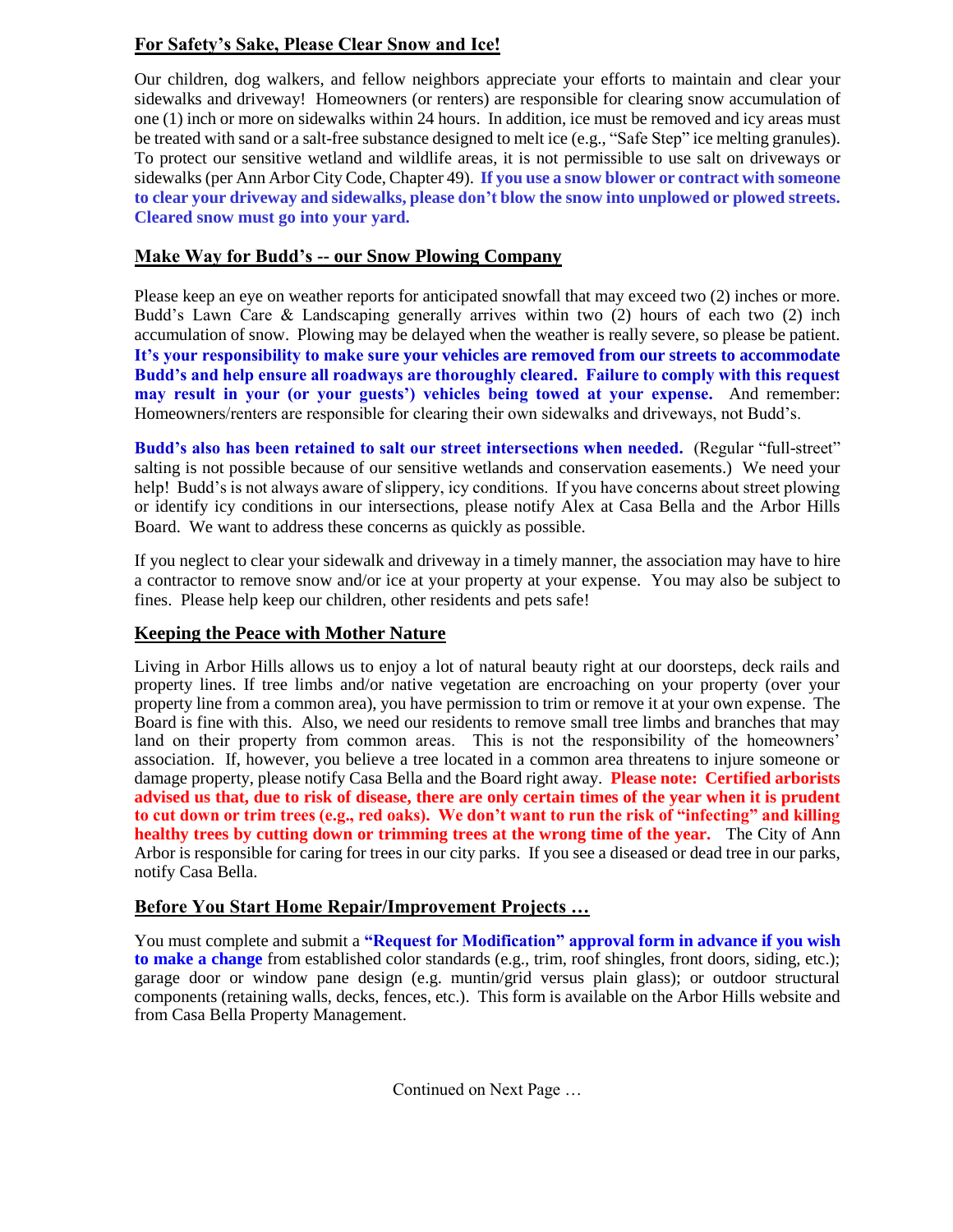## For Safety's Sake, Please Clear Snow and Ice!

Our children, dog walkers, and fellow neighbors appreciate your efforts to maintain and clear your sidewalks and driveway! Homeowners (or renters) are responsible for clearing snow accumulation of one (1) inch or more on sidewalks within 24 hours. In addition, ice must be removed and icy areas must be treated with sand or a salt-free substance designed to melt ice (e.g., "Safe Step" ice melting granules). To protect our sensitive wetland and wildlife areas, it is not permissible to use salt on driveways or sidewalks (per Ann Arbor City Code, Chapter 49). **If you use a snow blower or contract with someone to clear your driveway and sidewalks, please don't blow the snow into unplowed or plowed streets. Cleared snow must go into your yard.**

## Make Way for Budd's -- our Snow Plowing Company

Please keep an eye on weather reports for anticipated snowfall that may exceed two (2) inches or more. Budd's Lawn Care & Landscaping generally arrives within two (2) hours of each two (2) inch accumulation of snow. Plowing may be delayed when the weather is really severe, so please be patient. **It's your responsibility to make sure your vehicles are removed from our streets to accommodate Budd's and help ensure all roadways are thoroughly cleared. Failure to comply with this request may result in your (or your guests') vehicles being towed at your expense.** And remember: Homeowners/renters are responsible for clearing their own sidewalks and driveways, not Budd's.

**Budd's also has been retained to salt our street intersections when needed.** (Regular "full-street" salting is not possible because of our sensitive wetlands and conservation easements.) We need your help! Budd's is not always aware of slippery, icy conditions. If you have concerns about street plowing or identify icy conditions in our intersections, please notify Alex at Casa Bella and the Arbor Hills Board. We want to address these concerns as quickly as possible.

If you neglect to clear your sidewalk and driveway in a timely manner, the association may have to hire a contractor to remove snow and/or ice at your property at your expense. You may also be subject to fines. Please help keep our children, other residents and pets safe!

## Keeping the Peace with Mother Nature

Living in Arbor Hills allows us to enjoy a lot of natural beauty right at our doorsteps, deck rails and property lines. If tree limbs and/or native vegetation are encroaching on your property (over your property line from a common area), you have permission to trim or remove it at your own expense. The Board is fine with this. Also, we need our residents to remove small tree limbs and branches that may land on their property from common areas. This is not the responsibility of the homeowners' association. If, however, you believe a tree located in a common area threatens to injure someone or damage property, please notify Casa Bella and the Board right away. **Please note: Certified arborists advised us that, due to risk of disease, there are only certain times of the year when it is prudent to cut down or trim trees (e.g., red oaks). We don't want to run the risk of "infecting" and killing healthy trees by cutting down or trimming trees at the wrong time of the year.** The City of Ann Arbor is responsible for caring for trees in our city parks. If you see a diseased or dead tree in our parks, notify Casa Bella.

## Before You Start Home Repair/Improvement Projects …

You must complete and submit a **"Request for Modification" approval form in advance if you wish to make a change** from established color standards (e.g., trim, roof shingles, front doors, siding, etc.); garage door or window pane design (e.g. muntin/grid versus plain glass); or outdoor structural components (retaining walls, decks, fences, etc.). This form is available on the Arbor Hills website and from Casa Bella Property Management.

Continued on Next Page …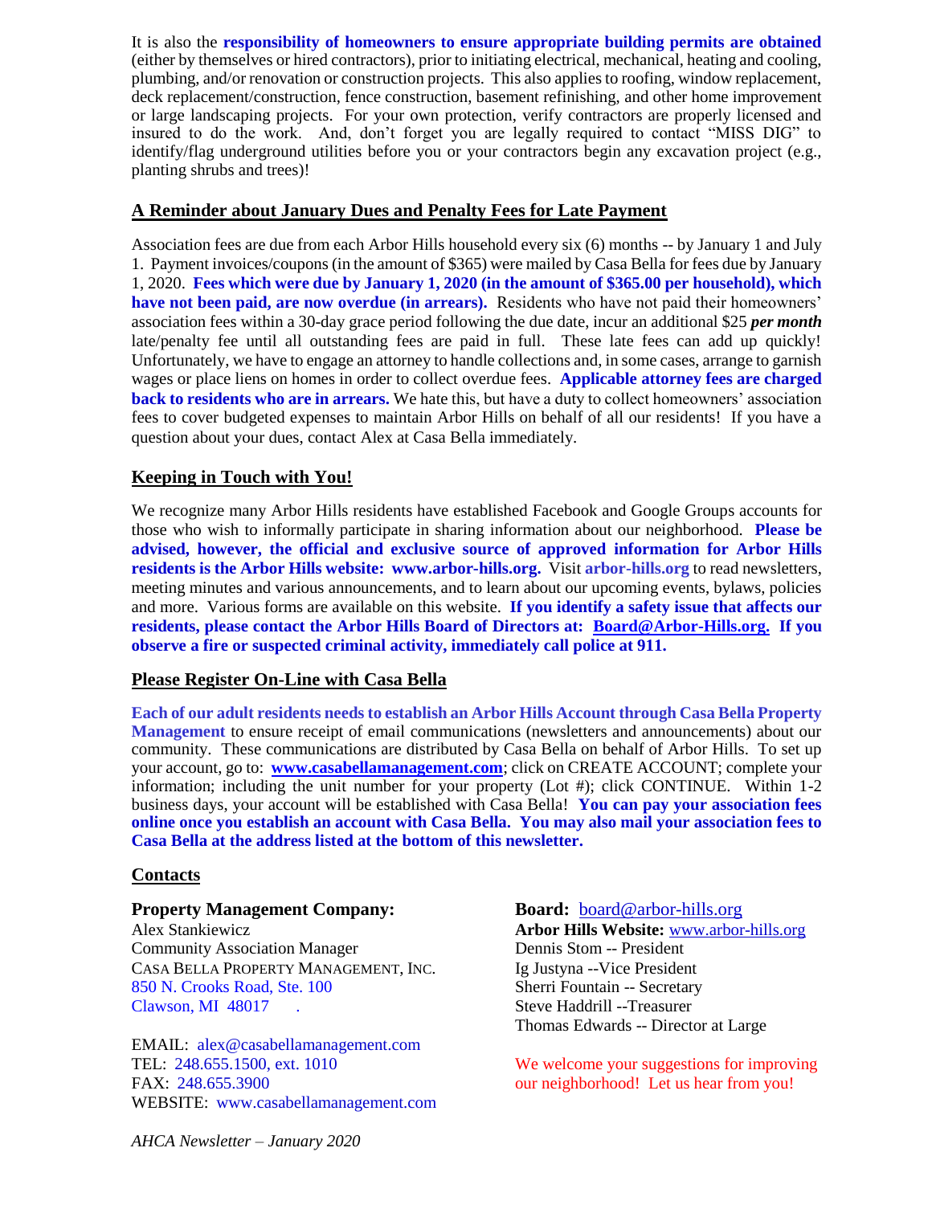It is also the **responsibility of homeowners to ensure appropriate building permits are obtained** (either by themselves or hired contractors), prior to initiating electrical, mechanical, heating and cooling, plumbing, and/or renovation or construction projects. This also applies to roofing, window replacement, deck replacement/construction, fence construction, basement refinishing, and other home improvement or large landscaping projects. For your own protection, verify contractors are properly licensed and insured to do the work. And, don't forget you are legally required to contact "MISS DIG" to identify/flag underground utilities before you or your contractors begin any excavation project (e.g., planting shrubs and trees)!

## A Reminder about January Dues and Penalty Fees for Late Payment

Association fees are due from each Arbor Hills household every six (6) months -- by January 1 and July 1. Payment invoices/coupons (in the amount of $365) were mailed by Casa Bella for fees due by January 1, 2020. **Fees which were due by January 1, 2020 (in the amount of $365.00 per household), which have not been paid, are now overdue (in arrears).** Residents who have not paid their homeowners' association fees within a 30-day grace period following the due date, incur an additional $25 ***per month*** late/penalty fee until all outstanding fees are paid in full. These late fees can add up quickly! Unfortunately, we have to engage an attorney to handle collections and, in some cases, arrange to garnish wages or place liens on homes in order to collect overdue fees. **Applicable attorney fees are charged back to residents who are in arrears.** We hate this, but have a duty to collect homeowners' association fees to cover budgeted expenses to maintain Arbor Hills on behalf of all our residents! If you have a question about your dues, contact Alex at Casa Bella immediately.

## Keeping in Touch with You!

We recognize many Arbor Hills residents have established Facebook and Google Groups accounts for those who wish to informally participate in sharing information about our neighborhood. **Please be advised, however, the official and exclusive source of approved information for Arbor Hills residents is the Arbor Hills website: www.arbor-hills.org.** Visit **arbor-hills.org** to read newsletters, meeting minutes and various announcements, and to learn about our upcoming events, bylaws, policies and more. Various forms are available on this website. **If you identify a safety issue that affects our residents, please contact the Arbor Hills Board of Directors at: Board@Arbor-Hills.org. If you observe a fire or suspected criminal activity, immediately call police at 911.**

## Please Register On-Line with Casa Bella

**Each of our adult residents needs to establish an Arbor Hills Account through Casa Bella Property Management** to ensure receipt of email communications (newsletters and announcements) about our community. These communications are distributed by Casa Bella on behalf of Arbor Hills. To set up your account, go to: **www.casabellamanagement.com**; click on CREATE ACCOUNT; complete your information; including the unit number for your property (Lot #); click CONTINUE. Within 1-2 business days, your account will be established with Casa Bella! **You can pay your association fees online once you establish an account with Casa Bella. You may also mail your association fees to Casa Bella at the address listed at the bottom of this newsletter.**

## Contacts

**Property Management Company:**
Alex Stankiewicz
Community Association Manager
CASA BELLA PROPERTY MANAGEMENT, INC.
850 N. Crooks Road, Ste. 100
Clawson, MI 48017

EMAIL: alex@casabellamanagement.com
TEL: 248.655.1500, ext. 1010
FAX: 248.655.3900
WEBSITE: www.casabellamanagement.com

**Board:** board@arbor-hills.org
**Arbor Hills Website:** www.arbor-hills.org
Dennis Stom -- President
Ig Justyna --Vice President
Sherri Fountain -- Secretary
Steve Haddrill --Treasurer
Thomas Edwards -- Director at Large

We welcome your suggestions for improving our neighborhood! Let us hear from you!

*AHCA Newsletter – January 2020*